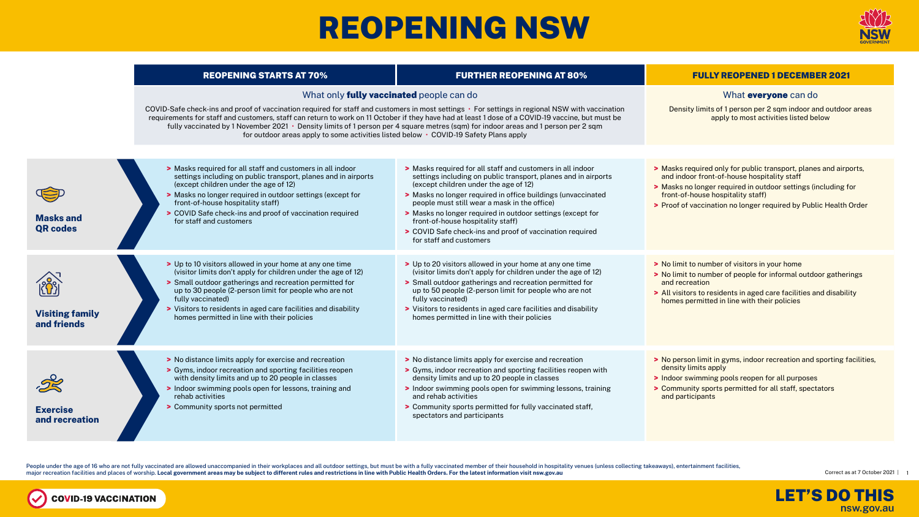# REOPENING NSW

| | REOPENING STARTS AT 70% | FURTHER REOPENING AT 80% | FULLY REOPENED 1 DECEMBER 2021 |
|---|---|---|---|
| | What only **fully vaccinated** people can do<br><br>COVID-Safe check-ins and proof of vaccination required for staff and customers in most settings • For settings in regional NSW with vaccination requirements for staff and customers, staff can return to work on 11 October if they have had at least 1 dose of a COVID-19 vaccine, but must be fully vaccinated by 1 November 2021 • Density limits of 1 person per 4 square metres (sqm) for indoor areas and 1 person per 2 sqm for outdoor areas apply to some activities listed below • COVID-19 Safety Plans apply | | What **everyone** can do<br><br>Density limits of 1 person per 2 sqm indoor and outdoor areas apply to most activities listed below |
| **Masks and QR codes** | > Masks required for all staff and customers in all indoor settings including on public transport, planes and in airports (except children under the age of 12)<br>> Masks no longer required in outdoor settings (except for front-of-house hospitality staff)<br>> COVID Safe check-ins and proof of vaccination required for staff and customers | > Masks required for all staff and customers in all indoor settings including on public transport, planes and in airports (except children under the age of 12)<br>> Masks no longer required in office buildings (unvaccinated people must still wear a mask in the office)<br>> Masks no longer required in outdoor settings (except for front-of-house hospitality staff)<br>> COVID Safe check-ins and proof of vaccination required for staff and customers | > Masks required only for public transport, planes and airports, and indoor front-of-house hospitality staff<br>> Masks no longer required in outdoor settings (including for front-of-house hospitality staff)<br>> Proof of vaccination no longer required by Public Health Order |
| **Visiting family and friends** | > Up to 10 visitors allowed in your home at any one time (visitor limits don't apply for children under the age of 12)<br>> Small outdoor gatherings and recreation permitted for up to 30 people (2-person limit for people who are not fully vaccinated)<br>> Visitors to residents in aged care facilities and disability homes permitted in line with their policies | > Up to 20 visitors allowed in your home at any one time (visitor limits don't apply for children under the age of 12)<br>> Small outdoor gatherings and recreation permitted for up to 50 people (2-person limit for people who are not fully vaccinated)<br>> Visitors to residents in aged care facilities and disability homes permitted in line with their policies | > No limit to number of visitors in your home<br>> No limit to number of people for informal outdoor gatherings and recreation<br>> All visitors to residents in aged care facilities and disability homes permitted in line with their policies |
| **Exercise and recreation** | > No distance limits apply for exercise and recreation<br>> Gyms, indoor recreation and sporting facilities reopen with density limits and up to 20 people in classes<br>> Indoor swimming pools open for lessons, training and rehab activities<br>> Community sports not permitted | > No distance limits apply for exercise and recreation<br>> Gyms, indoor recreation and sporting facilities reopen with density limits and up to 20 people in classes<br>> Indoor swimming pools open for swimming lessons, training and rehab activities<br>> Community sports permitted for fully vaccinated staff, spectators and participants | > No person limit in gyms, indoor recreation and sporting facilities, density limits apply<br>> Indoor swimming pools reopen for all purposes<br>> Community sports permitted for all staff, spectators and participants |

People under the age of 16 who are not fully vaccinated are allowed unaccompanied in their workplaces and all outdoor settings, but must be with a fully vaccinated member of their household in hospitality venues (unless collecting takeaways), entertainment facilities, major recreation facilities and places of worship. **Local government areas may be subject to different rules and restrictions in line with Public Health Orders. For the latest information visit nsw.gov.au**

Correct as at 7 October 2021

COVID-19 VACCINATION

LET'S DO THIS
nsw.gov.au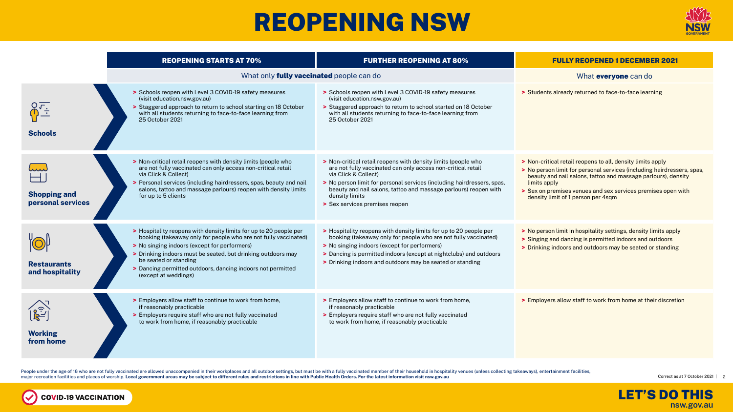# REOPENING NSW

| | REOPENING STARTS AT 70% | FURTHER REOPENING AT 80% | FULLY REOPENED 1 DECEMBER 2021 |
|---|---|---|---|
| | What only **fully vaccinated** people can do | | What **everyone** can do |
| **Schools** | > Schools reopen with Level 3 COVID-19 safety measures (visit education.nsw.gov.au)<br>> Staggered approach to return to school starting on 18 October with all students returning to face-to-face learning from 25 October 2021 | > Schools reopen with Level 3 COVID-19 safety measures (visit education.nsw.gov.au)<br>> Staggered approach to return to school started on 18 October with all students returning to face-to-face learning from 25 October 2021 | > Students already returned to face-to-face learning |
| **Shopping and personal services** | > Non-critical retail reopens with density limits (people who are not fully vaccinated can only access non-critical retail via Click & Collect)<br>> Personal services (including hairdressers, spas, beauty and nail salons, tattoo and massage parlours) reopen with density limits for up to 5 clients | > Non-critical retail reopens with density limits (people who are not fully vaccinated can only access non-critical retail via Click & Collect)<br>> No person limit for personal services (including hairdressers, spas, beauty and nail salons, tattoo and massage parlours) reopen with density limits<br>> Sex services premises reopen | > Non-critical retail reopens to all, density limits apply<br>> No person limit for personal services (including hairdressers, spas, beauty and nail salons, tattoo and massage parlours), density limits apply<br>> Sex on premises venues and sex services premises open with density limit of 1 person per 4sqm |
| **Restaurants and hospitality** | > Hospitality reopens with density limits for up to 20 people per booking (takeaway only for people who are not fully vaccinated)<br>> No singing indoors (except for performers)<br>> Drinking indoors must be seated, but drinking outdoors may be seated or standing<br>> Dancing permitted outdoors, dancing indoors not permitted (except at weddings) | > Hospitality reopens with density limits for up to 20 people per booking (takeaway only for people who are not fully vaccinated)<br>> No singing indoors (except for performers)<br>> Dancing is permitted indoors (except at nightclubs) and outdoors<br>> Drinking indoors and outdoors may be seated or standing | > No person limit in hospitality settings, density limits apply<br>> Singing and dancing is permitted indoors and outdoors<br>> Drinking indoors and outdoors may be seated or standing |
| **Working from home** | > Employers allow staff to continue to work from home, if reasonably practicable<br>> Employers require staff who are not fully vaccinated to work from home, if reasonably practicable | > Employers allow staff to continue to work from home, if reasonably practicable<br>> Employers require staff who are not fully vaccinated to work from home, if reasonably practicable | > Employers allow staff to work from home at their discretion |

People under the age of 16 who are not fully vaccinated are allowed unaccompanied in their workplaces and all outdoor settings, but must be with a fully vaccinated member of their household in hospitality venues (unless collecting takeaways), entertainment facilities, major recreation facilities and places of worship. **Local government areas may be subject to different rules and restrictions in line with Public Health Orders. For the latest information visit nsw.gov.au**

Correct as at 7 October 2021

COVID-19 VACCINATION

**LET'S DO THIS**
nsw.gov.au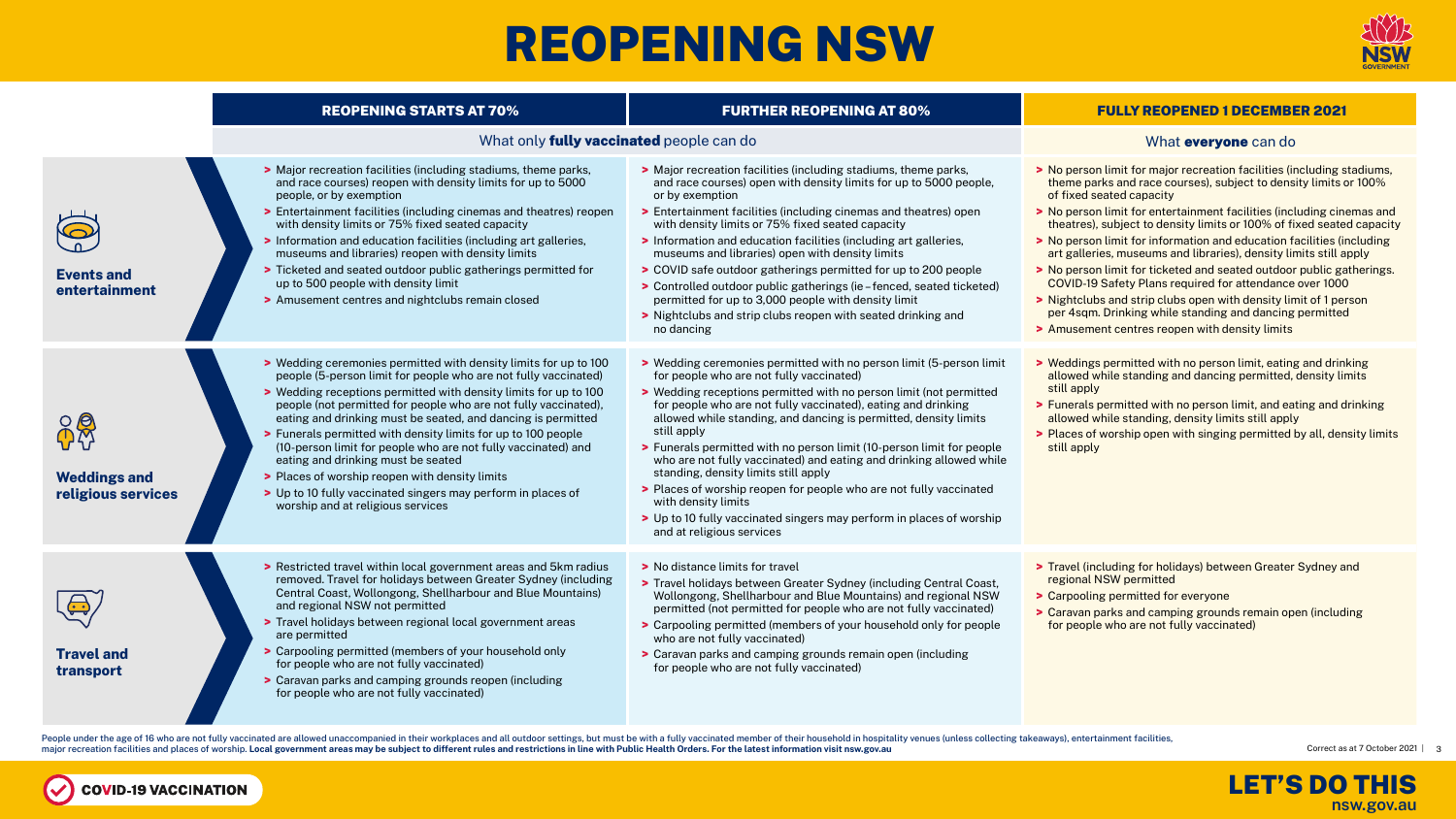# REOPENING NSW

| | REOPENING STARTS AT 70% | FURTHER REOPENING AT 80% | FULLY REOPENED 1 DECEMBER 2021 |
|---|---|---|---|
| | What only **fully vaccinated** people can do | | What **everyone** can do |
| **Events and entertainment** | > Major recreation facilities (including stadiums, theme parks, and race courses) reopen with density limits for up to 5000 people, or by exemption<br>> Entertainment facilities (including cinemas and theatres) reopen with density limits or 75% fixed seated capacity<br>> Information and education facilities (including art galleries, museums and libraries) reopen with density limits<br>> Ticketed and seated outdoor public gatherings permitted for up to 500 people with density limit<br>> Amusement centres and nightclubs remain closed | > Major recreation facilities (including stadiums, theme parks, and race courses) open with density limits for up to 5000 people, or by exemption<br>> Entertainment facilities (including cinemas and theatres) open with density limits or 75% fixed seated capacity<br>> Information and education facilities (including art galleries, museums and libraries) open with density limits<br>> COVID safe outdoor gatherings permitted for up to 200 people<br>> Controlled outdoor public gatherings (ie – fenced, seated ticketed) permitted for up to 3,000 people with density limit<br>> Nightclubs and strip clubs reopen with seated drinking and no dancing | > No person limit for major recreation facilities (including stadiums, theme parks and race courses), subject to density limits or 100% of fixed seated capacity<br>> No person limit for entertainment facilities (including cinemas and theatres), subject to density limits or 100% of fixed seated capacity<br>> No person limit for information and education facilities (including art galleries, museums and libraries), density limits still apply<br>> No person limit for ticketed and seated outdoor public gatherings. COVID-19 Safety Plans required for attendance over 1000<br>> Nightclubs and strip clubs open with density limit of 1 person per 4sqm. Drinking while standing and dancing permitted<br>> Amusement centres reopen with density limits |
| **Weddings and religious services** | > Wedding ceremonies permitted with density limits for up to 100 people (5-person limit for people who are not fully vaccinated)<br>> Wedding receptions permitted with density limits for up to 100 people (not permitted for people who are not fully vaccinated), eating and drinking must be seated, and dancing is permitted<br>> Funerals permitted with density limits for up to 100 people (10-person limit for people who are not fully vaccinated) and eating and drinking must be seated<br>> Places of worship reopen with density limits<br>> Up to 10 fully vaccinated singers may perform in places of worship and at religious services | > Wedding ceremonies permitted with no person limit (5-person limit for people who are not fully vaccinated)<br>> Wedding receptions permitted with no person limit (not permitted for people who are not fully vaccinated), eating and drinking allowed while standing, and dancing is permitted, density limits still apply<br>> Funerals permitted with no person limit (10-person limit for people who are not fully vaccinated) and eating and drinking allowed while standing, density limits still apply<br>> Places of worship reopen for people who are not fully vaccinated with density limits<br>> Up to 10 fully vaccinated singers may perform in places of worship and at religious services | > Weddings permitted with no person limit, eating and drinking allowed while standing and dancing permitted, density limits still apply<br>> Funerals permitted with no person limit, and eating and drinking allowed while standing, density limits still apply<br>> Places of worship open with singing permitted by all, density limits still apply |
| **Travel and transport** | > Restricted travel within local government areas and 5km radius removed. Travel for holidays between Greater Sydney (including Central Coast, Wollongong, Shellharbour and Blue Mountains) and regional NSW not permitted<br>> Travel holidays between regional local government areas are permitted<br>> Carpooling permitted (members of your household only for people who are not fully vaccinated)<br>> Caravan parks and camping grounds reopen (including for people who are not fully vaccinated) | > No distance limits for travel<br>> Travel holidays between Greater Sydney (including Central Coast, Wollongong, Shellharbour and Blue Mountains) and regional NSW permitted (not permitted for people who are not fully vaccinated)<br>> Carpooling permitted (members of your household only for people who are not fully vaccinated)<br>> Caravan parks and camping grounds remain open (including for people who are not fully vaccinated) | > Travel (including for holidays) between Greater Sydney and regional NSW permitted<br>> Carpooling permitted for everyone<br>> Caravan parks and camping grounds remain open (including for people who are not fully vaccinated) |

People under the age of 16 who are not fully vaccinated are allowed unaccompanied in their workplaces and all outdoor settings, but must be with a fully vaccinated member of their household in hospitality venues (unless collecting takeaways), entertainment facilities, major recreation facilities and places of worship. **Local government areas may be subject to different rules and restrictions in line with Public Health Orders. For the latest information visit nsw.gov.au**

Correct as at 7 October 2021

COVID-19 VACCINATION

**LET'S DO THIS**
nsw.gov.au